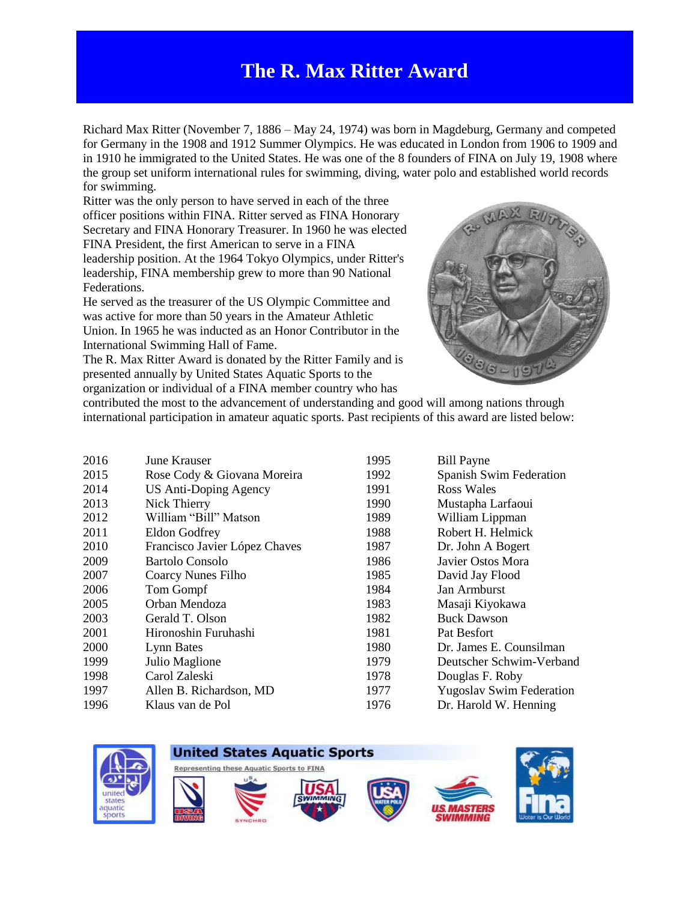# The R. Max Ritter Award

Richard Max Ritter (November 7, 1886 – May 24, 1974) was born in Magdeburg, Germany and competed for Germany in the 1908 and 1912 Summer Olympics. He was educated in London from 1906 to 1909 and in 1910 he immigrated to the United States. He was one of the 8 founders of FINA on July 19, 1908 where the group set uniform international rules for swimming, diving, water polo and established world records for swimming.

Ritter was the only person to have served in each of the three officer positions within FINA. Ritter served as FINA Honorary Secretary and FINA Honorary Treasurer. In 1960 he was elected FINA President, the first American to serve in a FINA leadership position. At the 1964 Tokyo Olympics, under Ritter's leadership, FINA membership grew to more than 90 National Federations.

He served as the treasurer of the US Olympic Committee and was active for more than 50 years in the Amateur Athletic Union. In 1965 he was inducted as an Honor Contributor in the International Swimming Hall of Fame.

The R. Max Ritter Award is donated by the Ritter Family and is presented annually by United States Aquatic Sports to the organization or individual of a FINA member country who has contributed the most to the advancement of understanding and good will among nations through international participation in amateur aquatic sports. Past recipients of this award are listed below:

| Year | Recipient | Year | Recipient |
|---|---|---|---|
| 2016 | June Krauser | 1995 | Bill Payne |
| 2015 | Rose Cody & Giovana Moreira | 1992 | Spanish Swim Federation |
| 2014 | US Anti-Doping Agency | 1991 | Ross Wales |
| 2013 | Nick Thierry | 1990 | Mustapha Larfaoui |
| 2012 | William "Bill" Matson | 1989 | William Lippman |
| 2011 | Eldon Godfrey | 1988 | Robert H. Helmick |
| 2010 | Francisco Javier López Chaves | 1987 | Dr. John A Bogert |
| 2009 | Bartolo Consolo | 1986 | Javier Ostos Mora |
| 2007 | Coarcy Nunes Filho | 1985 | David Jay Flood |
| 2006 | Tom Gompf | 1984 | Jan Armburst |
| 2005 | Orban Mendoza | 1983 | Masaji Kiyokawa |
| 2003 | Gerald T. Olson | 1982 | Buck Dawson |
| 2001 | Hironoshin Furuhashi | 1981 | Pat Besfort |
| 2000 | Lynn Bates | 1980 | Dr. James E. Counsilman |
| 1999 | Julio Maglione | 1979 | Deutscher Schwim-Verband |
| 1998 | Carol Zaleski | 1978 | Douglas F. Roby |
| 1997 | Allen B. Richardson, MD | 1977 | Yugoslav Swim Federation |
| 1996 | Klaus van de Pol | 1976 | Dr. Harold W. Henning |

United States Aquatic Sports

Representing these Aquatic Sports to FINA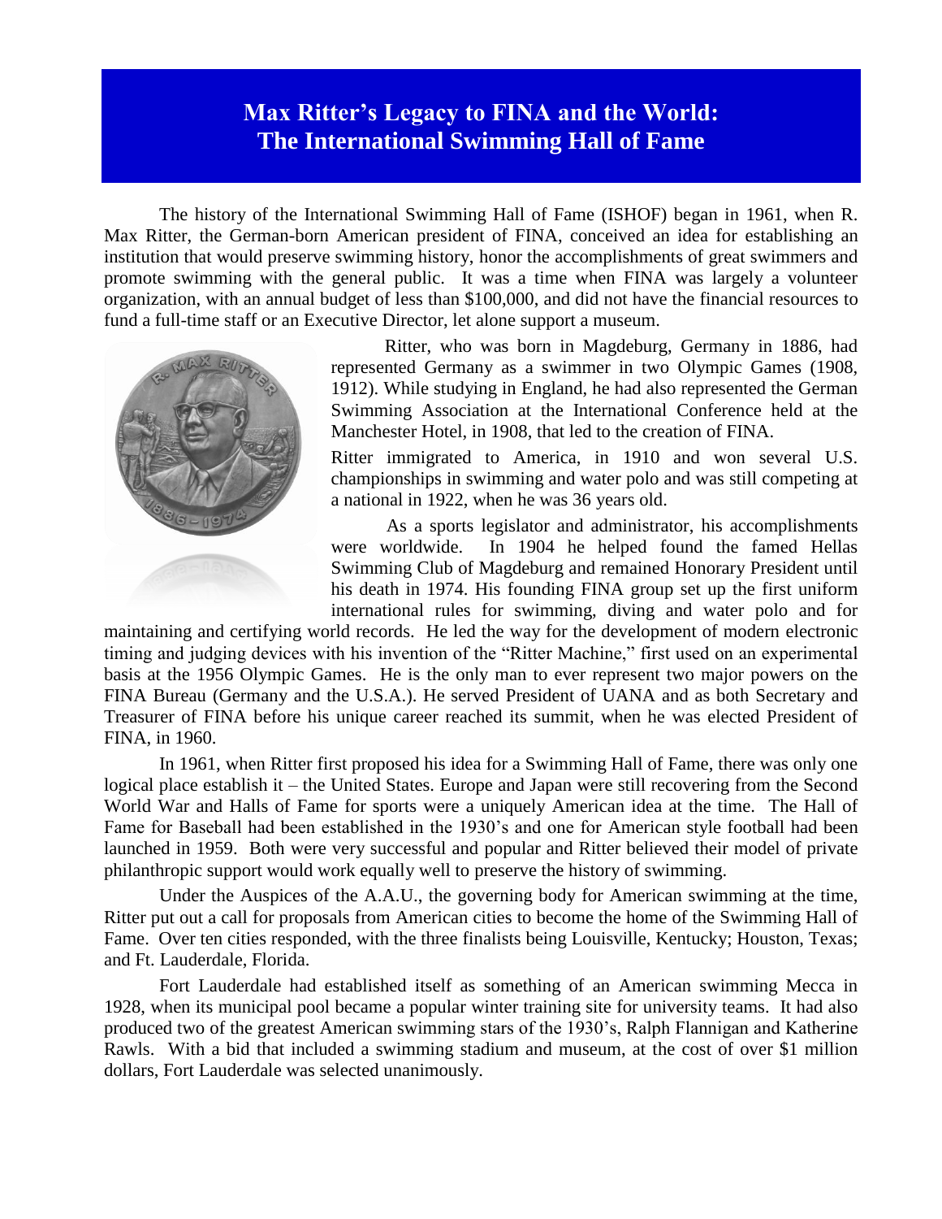# Max Ritter's Legacy to FINA and the World: The International Swimming Hall of Fame

The history of the International Swimming Hall of Fame (ISHOF) began in 1961, when R. Max Ritter, the German-born American president of FINA, conceived an idea for establishing an institution that would preserve swimming history, honor the accomplishments of great swimmers and promote swimming with the general public. It was a time when FINA was largely a volunteer organization, with an annual budget of less than $100,000, and did not have the financial resources to fund a full-time staff or an Executive Director, let alone support a museum.

Ritter, who was born in Magdeburg, Germany in 1886, had represented Germany as a swimmer in two Olympic Games (1908, 1912). While studying in England, he had also represented the German Swimming Association at the International Conference held at the Manchester Hotel, in 1908, that led to the creation of FINA.

Ritter immigrated to America, in 1910 and won several U.S. championships in swimming and water polo and was still competing at a national in 1922, when he was 36 years old.

As a sports legislator and administrator, his accomplishments were worldwide. In 1904 he helped found the famed Hellas Swimming Club of Magdeburg and remained Honorary President until his death in 1974. His founding FINA group set up the first uniform international rules for swimming, diving and water polo and for maintaining and certifying world records. He led the way for the development of modern electronic timing and judging devices with his invention of the "Ritter Machine," first used on an experimental basis at the 1956 Olympic Games. He is the only man to ever represent two major powers on the FINA Bureau (Germany and the U.S.A.). He served President of UANA and as both Secretary and Treasurer of FINA before his unique career reached its summit, when he was elected President of FINA, in 1960.

In 1961, when Ritter first proposed his idea for a Swimming Hall of Fame, there was only one logical place establish it – the United States. Europe and Japan were still recovering from the Second World War and Halls of Fame for sports were a uniquely American idea at the time. The Hall of Fame for Baseball had been established in the 1930's and one for American style football had been launched in 1959. Both were very successful and popular and Ritter believed their model of private philanthropic support would work equally well to preserve the history of swimming.

Under the Auspices of the A.A.U., the governing body for American swimming at the time, Ritter put out a call for proposals from American cities to become the home of the Swimming Hall of Fame. Over ten cities responded, with the three finalists being Louisville, Kentucky; Houston, Texas; and Ft. Lauderdale, Florida.

Fort Lauderdale had established itself as something of an American swimming Mecca in 1928, when its municipal pool became a popular winter training site for university teams. It had also produced two of the greatest American swimming stars of the 1930's, Ralph Flannigan and Katherine Rawls. With a bid that included a swimming stadium and museum, at the cost of over $1 million dollars, Fort Lauderdale was selected unanimously.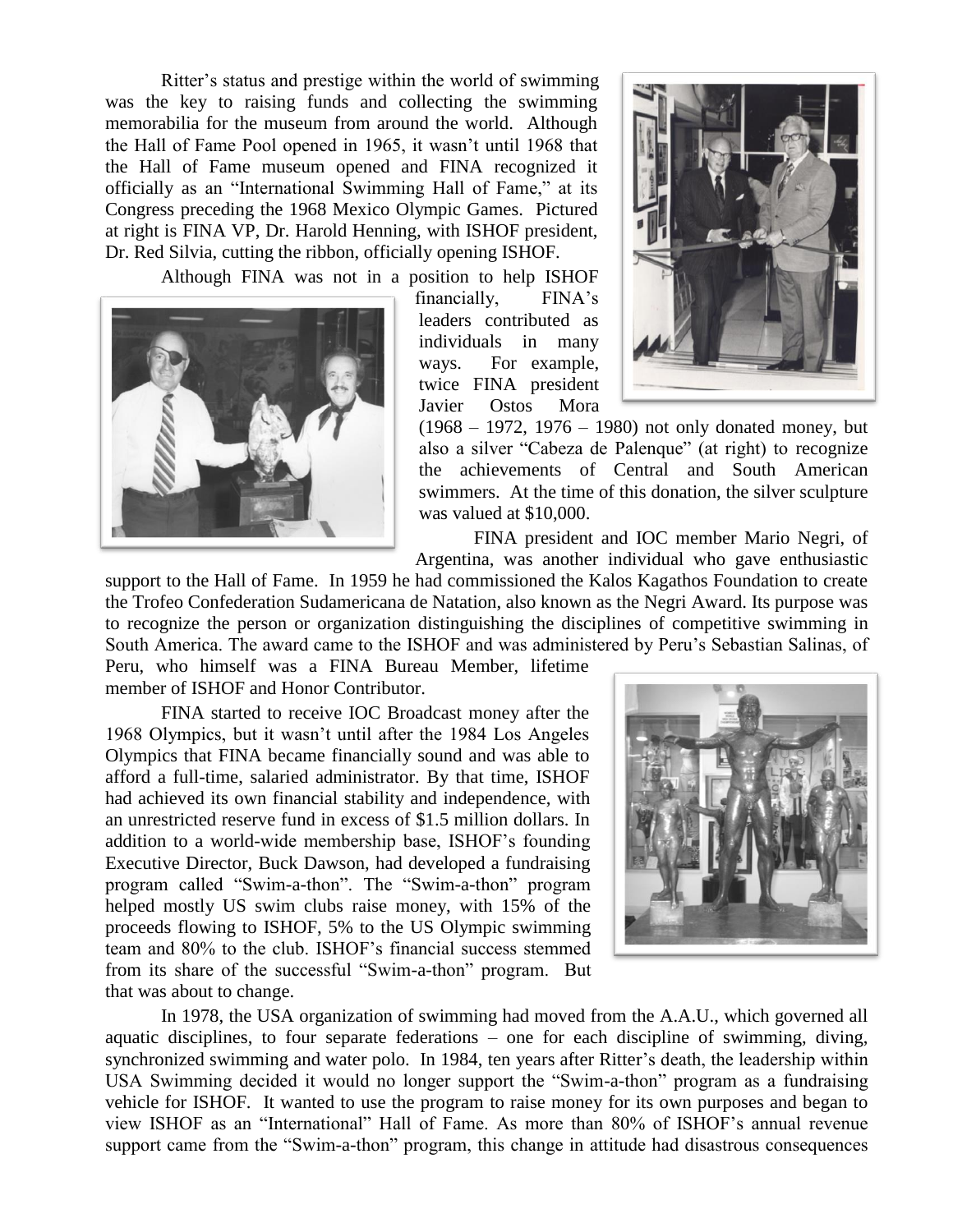Ritter's status and prestige within the world of swimming was the key to raising funds and collecting the swimming memorabilia for the museum from around the world. Although the Hall of Fame Pool opened in 1965, it wasn't until 1968 that the Hall of Fame museum opened and FINA recognized it officially as an "International Swimming Hall of Fame," at its Congress preceding the 1968 Mexico Olympic Games. Pictured at right is FINA VP, Dr. Harold Henning, with ISHOF president, Dr. Red Silvia, cutting the ribbon, officially opening ISHOF.

Although FINA was not in a position to help ISHOF financially, FINA's leaders contributed as individuals in many ways. For example, twice FINA president Javier Ostos Mora (1968 – 1972, 1976 – 1980) not only donated money, but also a silver "Cabeza de Palenque" (at right) to recognize the achievements of Central and South American swimmers. At the time of this donation, the silver sculpture was valued at $10,000.

FINA president and IOC member Mario Negri, of Argentina, was another individual who gave enthusiastic support to the Hall of Fame. In 1959 he had commissioned the Kalos Kagathos Foundation to create the Trofeo Confederation Sudamericana de Natation, also known as the Negri Award. Its purpose was to recognize the person or organization distinguishing the disciplines of competitive swimming in South America. The award came to the ISHOF and was administered by Peru's Sebastian Salinas, of Peru, who himself was a FINA Bureau Member, lifetime member of ISHOF and Honor Contributor.

FINA started to receive IOC Broadcast money after the 1968 Olympics, but it wasn't until after the 1984 Los Angeles Olympics that FINA became financially sound and was able to afford a full-time, salaried administrator. By that time, ISHOF had achieved its own financial stability and independence, with an unrestricted reserve fund in excess of $1.5 million dollars. In addition to a world-wide membership base, ISHOF's founding Executive Director, Buck Dawson, had developed a fundraising program called "Swim-a-thon". The "Swim-a-thon" program helped mostly US swim clubs raise money, with 15% of the proceeds flowing to ISHOF, 5% to the US Olympic swimming team and 80% to the club. ISHOF's financial success stemmed from its share of the successful "Swim-a-thon" program. But that was about to change.

In 1978, the USA organization of swimming had moved from the A.A.U., which governed all aquatic disciplines, to four separate federations – one for each discipline of swimming, diving, synchronized swimming and water polo. In 1984, ten years after Ritter's death, the leadership within USA Swimming decided it would no longer support the "Swim-a-thon" program as a fundraising vehicle for ISHOF. It wanted to use the program to raise money for its own purposes and began to view ISHOF as an "International" Hall of Fame. As more than 80% of ISHOF's annual revenue support came from the "Swim-a-thon" program, this change in attitude had disastrous consequences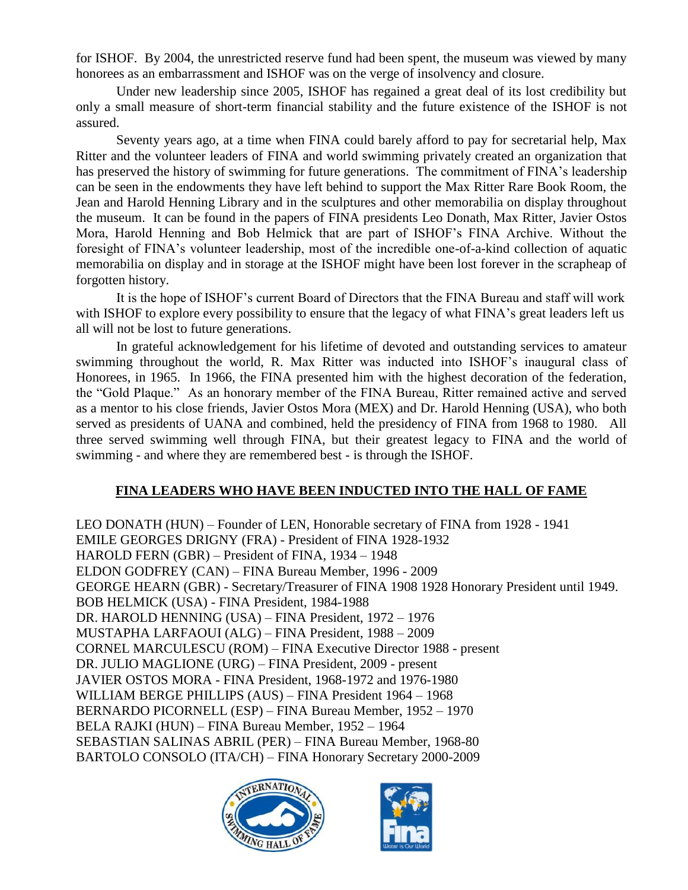for ISHOF. By 2004, the unrestricted reserve fund had been spent, the museum was viewed by many honorees as an embarrassment and ISHOF was on the verge of insolvency and closure.

Under new leadership since 2005, ISHOF has regained a great deal of its lost credibility but only a small measure of short-term financial stability and the future existence of the ISHOF is not assured.

Seventy years ago, at a time when FINA could barely afford to pay for secretarial help, Max Ritter and the volunteer leaders of FINA and world swimming privately created an organization that has preserved the history of swimming for future generations. The commitment of FINA's leadership can be seen in the endowments they have left behind to support the Max Ritter Rare Book Room, the Jean and Harold Henning Library and in the sculptures and other memorabilia on display throughout the museum. It can be found in the papers of FINA presidents Leo Donath, Max Ritter, Javier Ostos Mora, Harold Henning and Bob Helmick that are part of ISHOF's FINA Archive. Without the foresight of FINA's volunteer leadership, most of the incredible one-of-a-kind collection of aquatic memorabilia on display and in storage at the ISHOF might have been lost forever in the scrapheap of forgotten history.

It is the hope of ISHOF's current Board of Directors that the FINA Bureau and staff will work with ISHOF to explore every possibility to ensure that the legacy of what FINA's great leaders left us all will not be lost to future generations.

In grateful acknowledgement for his lifetime of devoted and outstanding services to amateur swimming throughout the world, R. Max Ritter was inducted into ISHOF's inaugural class of Honorees, in 1965. In 1966, the FINA presented him with the highest decoration of the federation, the "Gold Plaque." As an honorary member of the FINA Bureau, Ritter remained active and served as a mentor to his close friends, Javier Ostos Mora (MEX) and Dr. Harold Henning (USA), who both served as presidents of UANA and combined, held the presidency of FINA from 1968 to 1980. All three served swimming well through FINA, but their greatest legacy to FINA and the world of swimming - and where they are remembered best - is through the ISHOF.

## FINA LEADERS WHO HAVE BEEN INDUCTED INTO THE HALL OF FAME

LEO DONATH (HUN) – Founder of LEN, Honorable secretary of FINA from 1928 - 1941
EMILE GEORGES DRIGNY (FRA) - President of FINA 1928-1932
HAROLD FERN (GBR) – President of FINA, 1934 – 1948
ELDON GODFREY (CAN) – FINA Bureau Member, 1996 - 2009
GEORGE HEARN (GBR) - Secretary/Treasurer of FINA 1908 1928 Honorary President until 1949.
BOB HELMICK (USA) - FINA President, 1984-1988
DR. HAROLD HENNING (USA) – FINA President, 1972 – 1976
MUSTAPHA LARFAOUI (ALG) – FINA President, 1988 – 2009
CORNEL MARCULESCU (ROM) – FINA Executive Director 1988 - present
DR. JULIO MAGLIONE (URG) – FINA President, 2009 - present
JAVIER OSTOS MORA - FINA President, 1968-1972 and 1976-1980
WILLIAM BERGE PHILLIPS (AUS) – FINA President 1964 – 1968
BERNARDO PICORNELL (ESP) – FINA Bureau Member, 1952 – 1970
BELA RAJKI (HUN) – FINA Bureau Member, 1952 – 1964
SEBASTIAN SALINAS ABRIL (PER) – FINA Bureau Member, 1968-80
BARTOLO CONSOLO (ITA/CH) – FINA Honorary Secretary 2000-2009